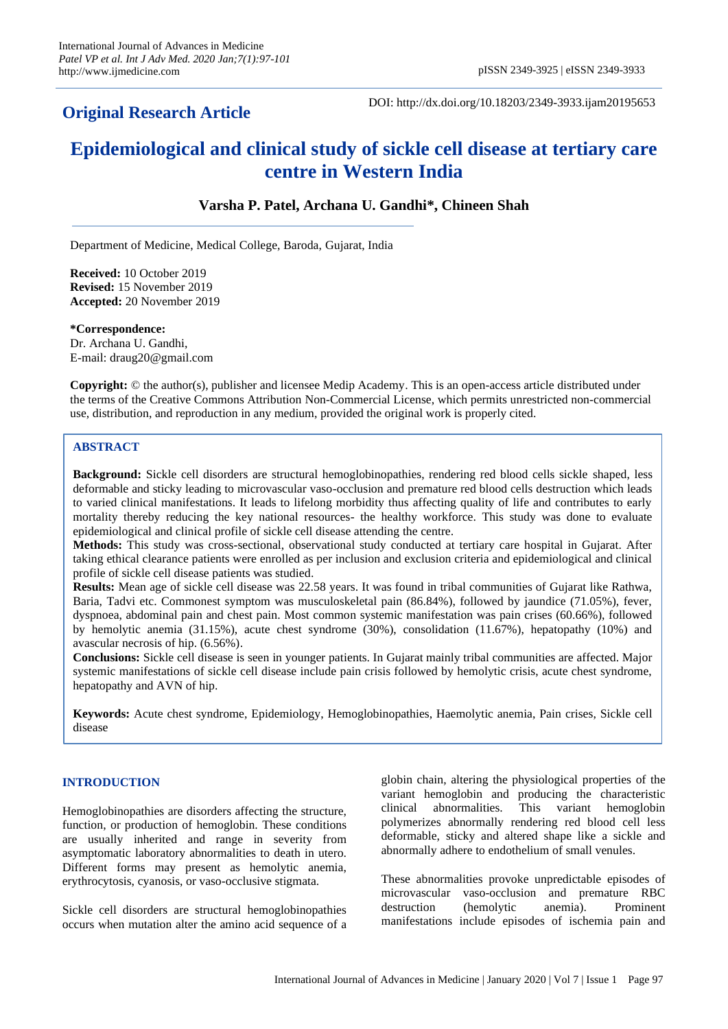**Original Research Article**

DOI: http://dx.doi.org/10.18203/2349-3933.ijam20195653

# Epidemiological and clinical study of sickle cell disease at tertiary care centre in Western India

**Varsha P. Patel, Archana U. Gandhi*, Chineen Shah**

Department of Medicine, Medical College, Baroda, Gujarat, India

**Received:** 10 October 2019
**Revised:** 15 November 2019
**Accepted:** 20 November 2019

***Correspondence:**
Dr. Archana U. Gandhi,
E-mail: draug20@gmail.com

**Copyright:** © the author(s), publisher and licensee Medip Academy. This is an open-access article distributed under the terms of the Creative Commons Attribution Non-Commercial License, which permits unrestricted non-commercial use, distribution, and reproduction in any medium, provided the original work is properly cited.

## ABSTRACT

**Background:** Sickle cell disorders are structural hemoglobinopathies, rendering red blood cells sickle shaped, less deformable and sticky leading to microvascular vaso-occlusion and premature red blood cells destruction which leads to varied clinical manifestations. It leads to lifelong morbidity thus affecting quality of life and contributes to early mortality thereby reducing the key national resources- the healthy workforce. This study was done to evaluate epidemiological and clinical profile of sickle cell disease attending the centre.

**Methods:** This study was cross-sectional, observational study conducted at tertiary care hospital in Gujarat. After taking ethical clearance patients were enrolled as per inclusion and exclusion criteria and epidemiological and clinical profile of sickle cell disease patients was studied.

**Results:** Mean age of sickle cell disease was 22.58 years. It was found in tribal communities of Gujarat like Rathwa, Baria, Tadvi etc. Commonest symptom was musculoskeletal pain (86.84%), followed by jaundice (71.05%), fever, dyspnoea, abdominal pain and chest pain. Most common systemic manifestation was pain crises (60.66%), followed by hemolytic anemia (31.15%), acute chest syndrome (30%), consolidation (11.67%), hepatopathy (10%) and avascular necrosis of hip. (6.56%).

**Conclusions:** Sickle cell disease is seen in younger patients. In Gujarat mainly tribal communities are affected. Major systemic manifestations of sickle cell disease include pain crisis followed by hemolytic crisis, acute chest syndrome, hepatopathy and AVN of hip.

**Keywords:** Acute chest syndrome, Epidemiology, Hemoglobinopathies, Haemolytic anemia, Pain crises, Sickle cell disease

## INTRODUCTION

Hemoglobinopathies are disorders affecting the structure, function, or production of hemoglobin. These conditions are usually inherited and range in severity from asymptomatic laboratory abnormalities to death in utero. Different forms may present as hemolytic anemia, erythrocytosis, cyanosis, or vaso-occlusive stigmata.

Sickle cell disorders are structural hemoglobinopathies occurs when mutation alter the amino acid sequence of a globin chain, altering the physiological properties of the variant hemoglobin and producing the characteristic clinical abnormalities. This variant hemoglobin polymerizes abnormally rendering red blood cell less deformable, sticky and altered shape like a sickle and abnormally adhere to endothelium of small venules.

These abnormalities provoke unpredictable episodes of microvascular vaso-occlusion and premature RBC destruction (hemolytic anemia). Prominent manifestations include episodes of ischemia pain and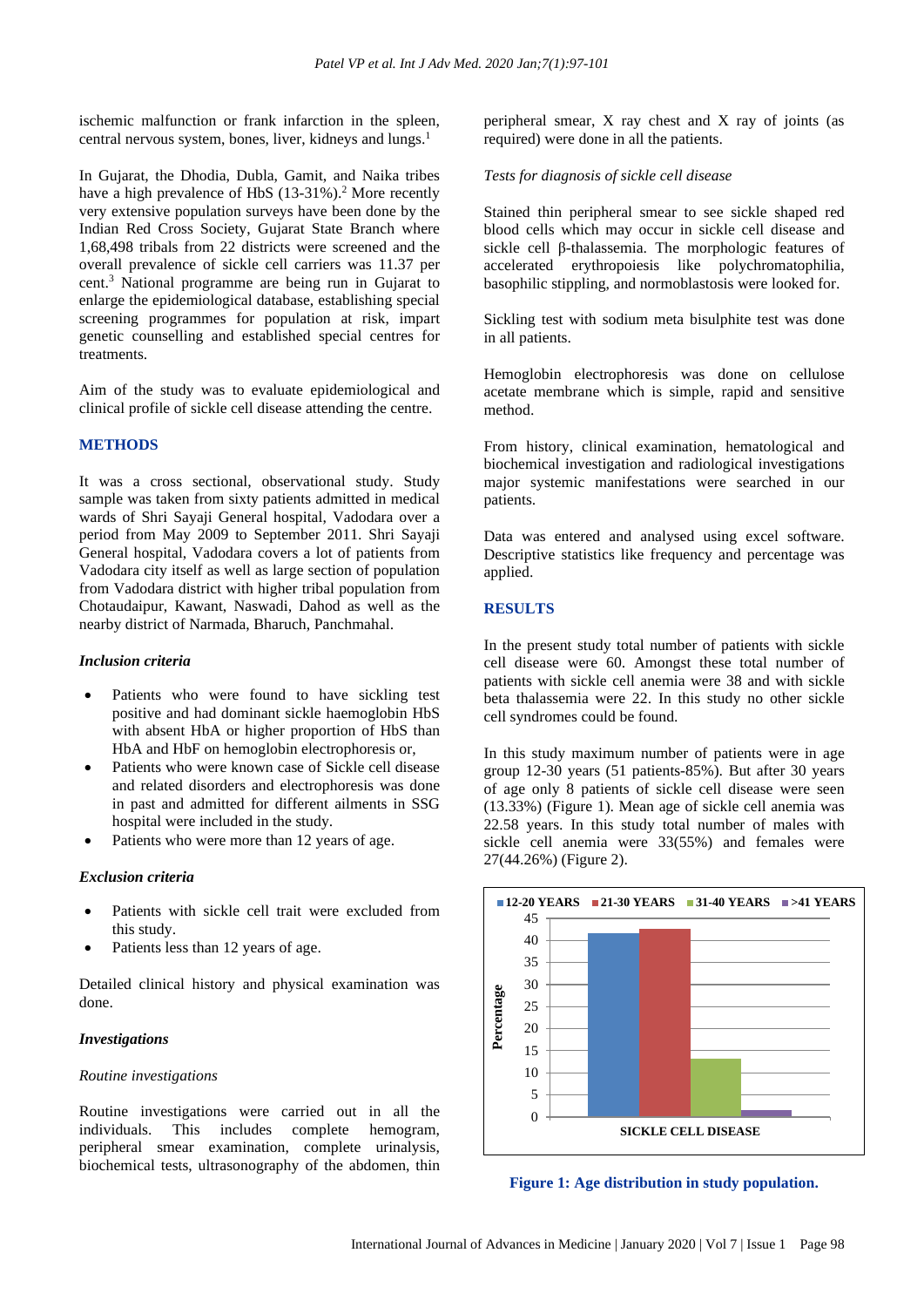ischemic malfunction or frank infarction in the spleen, central nervous system, bones, liver, kidneys and lungs.[1]

In Gujarat, the Dhodia, Dubla, Gamit, and Naika tribes have a high prevalence of HbS (13-31%).[2] More recently very extensive population surveys have been done by the Indian Red Cross Society, Gujarat State Branch where 1,68,498 tribals from 22 districts were screened and the overall prevalence of sickle cell carriers was 11.37 per cent.[3] National programme are being run in Gujarat to enlarge the epidemiological database, establishing special screening programmes for population at risk, impart genetic counselling and established special centres for treatments.

Aim of the study was to evaluate epidemiological and clinical profile of sickle cell disease attending the centre.

## METHODS

It was a cross sectional, observational study. Study sample was taken from sixty patients admitted in medical wards of Shri Sayaji General hospital, Vadodara over a period from May 2009 to September 2011. Shri Sayaji General hospital, Vadodara covers a lot of patients from Vadodara city itself as well as large section of population from Vadodara district with higher tribal population from Chotaudaipur, Kawant, Naswadi, Dahod as well as the nearby district of Narmada, Bharuch, Panchmahal.

### *Inclusion criteria*

- Patients who were found to have sickling test positive and had dominant sickle haemoglobin HbS with absent HbA or higher proportion of HbS than HbA and HbF on hemoglobin electrophoresis or,
- Patients who were known case of Sickle cell disease and related disorders and electrophoresis was done in past and admitted for different ailments in SSG hospital were included in the study.
- Patients who were more than 12 years of age.

### *Exclusion criteria*

- Patients with sickle cell trait were excluded from this study.
- Patients less than 12 years of age.

Detailed clinical history and physical examination was done.

### *Investigations*

*Routine investigations*

Routine investigations were carried out in all the individuals. This includes complete hemogram, peripheral smear examination, complete urinalysis, biochemical tests, ultrasonography of the abdomen, thin peripheral smear, X ray chest and X ray of joints (as required) were done in all the patients.

*Tests for diagnosis of sickle cell disease*

Stained thin peripheral smear to see sickle shaped red blood cells which may occur in sickle cell disease and sickle cell β-thalassemia. The morphologic features of accelerated erythropoiesis like polychromatophilia, basophilic stippling, and normoblastosis were looked for.

Sickling test with sodium meta bisulphite test was done in all patients.

Hemoglobin electrophoresis was done on cellulose acetate membrane which is simple, rapid and sensitive method.

From history, clinical examination, hematological and biochemical investigation and radiological investigations major systemic manifestations were searched in our patients.

Data was entered and analysed using excel software. Descriptive statistics like frequency and percentage was applied.

## RESULTS

In the present study total number of patients with sickle cell disease were 60. Amongst these total number of patients with sickle cell anemia were 38 and with sickle beta thalassemia were 22. In this study no other sickle cell syndromes could be found.

In this study maximum number of patients were in age group 12-30 years (51 patients-85%). But after 30 years of age only 8 patients of sickle cell disease were seen (13.33%) (Figure 1). Mean age of sickle cell anemia was 22.58 years. In this study total number of males with sickle cell anemia were 33(55%) and females were 27(44.26%) (Figure 2).

**Figure 1: Age distribution in study population.**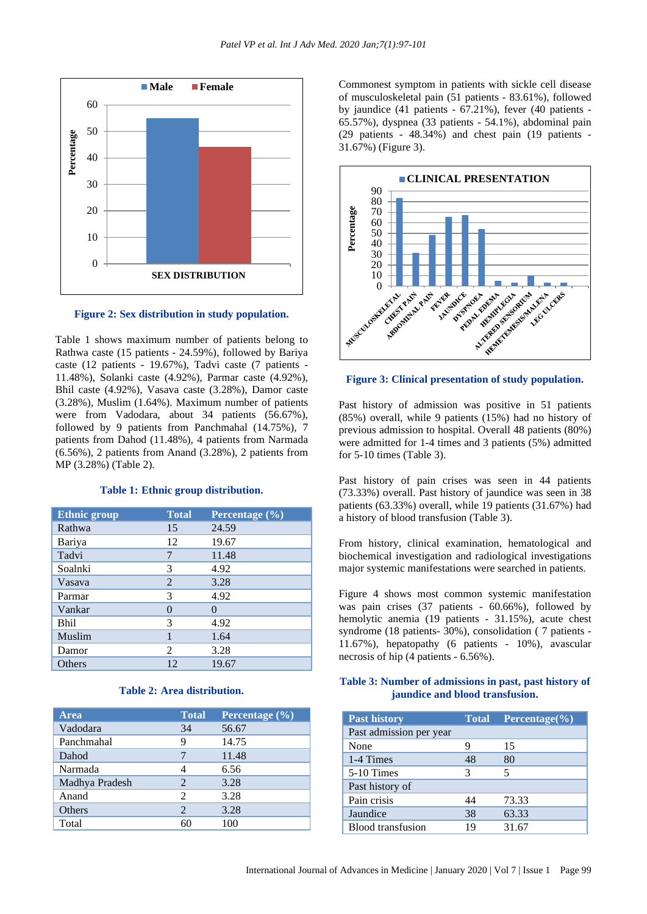Figure 2: Sex distribution in study population.

Table 1 shows maximum number of patients belong to Rathwa caste (15 patients - 24.59%), followed by Bariya caste (12 patients - 19.67%), Tadvi caste (7 patients - 11.48%), Solanki caste (4.92%), Parmar caste (4.92%), Bhil caste (4.92%), Vasava caste (3.28%), Damor caste (3.28%), Muslim (1.64%). Maximum number of patients were from Vadodara, about 34 patients (56.67%), followed by 9 patients from Panchmahal (14.75%), 7 patients from Dahod (11.48%), 4 patients from Narmada (6.56%), 2 patients from Anand (3.28%), 2 patients from MP (3.28%) (Table 2).

**Table 1: Ethnic group distribution.**

| Ethnic group | Total | Percentage (%) |
|---|---|---|
| Rathwa | 15 | 24.59 |
| Bariya | 12 | 19.67 |
| Tadvi | 7 | 11.48 |
| Soalnki | 3 | 4.92 |
| Vasava | 2 | 3.28 |
| Parmar | 3 | 4.92 |
| Vankar | 0 | 0 |
| Bhil | 3 | 4.92 |
| Muslim | 1 | 1.64 |
| Damor | 2 | 3.28 |
| Others | 12 | 19.67 |

**Table 2: Area distribution.**

| Area | Total | Percentage (%) |
|---|---|---|
| Vadodara | 34 | 56.67 |
| Panchmahal | 9 | 14.75 |
| Dahod | 7 | 11.48 |
| Narmada | 4 | 6.56 |
| Madhya Pradesh | 2 | 3.28 |
| Anand | 2 | 3.28 |
| Others | 2 | 3.28 |
| Total | 60 | 100 |

Commonest symptom in patients with sickle cell disease of musculoskeletal pain (51 patients - 83.61%), followed by jaundice (41 patients - 67.21%), fever (40 patients - 65.57%), dyspnea (33 patients - 54.1%), abdominal pain (29 patients - 48.34%) and chest pain (19 patients - 31.67%) (Figure 3).

Figure 3: Clinical presentation of study population.

Past history of admission was positive in 51 patients (85%) overall, while 9 patients (15%) had no history of previous admission to hospital. Overall 48 patients (80%) were admitted for 1-4 times and 3 patients (5%) admitted for 5-10 times (Table 3).

Past history of pain crises was seen in 44 patients (73.33%) overall. Past history of jaundice was seen in 38 patients (63.33%) overall, while 19 patients (31.67%) had a history of blood transfusion (Table 3).

From history, clinical examination, hematological and biochemical investigation and radiological investigations major systemic manifestations were searched in patients.

Figure 4 shows most common systemic manifestation was pain crises (37 patients - 60.66%), followed by hemolytic anemia (19 patients - 31.15%), acute chest syndrome (18 patients- 30%), consolidation ( 7 patients - 11.67%), hepatopathy (6 patients - 10%), avascular necrosis of hip (4 patients - 6.56%).

**Table 3: Number of admissions in past, past history of jaundice and blood transfusion.**

| Past history | Total | Percentage(%) |
|---|---|---|
| Past admission per year | | |
| None | 9 | 15 |
| 1-4 Times | 48 | 80 |
| 5-10 Times | 3 | 5 |
| Past history of | | |
| Pain crisis | 44 | 73.33 |
| Jaundice | 38 | 63.33 |
| Blood transfusion | 19 | 31.67 |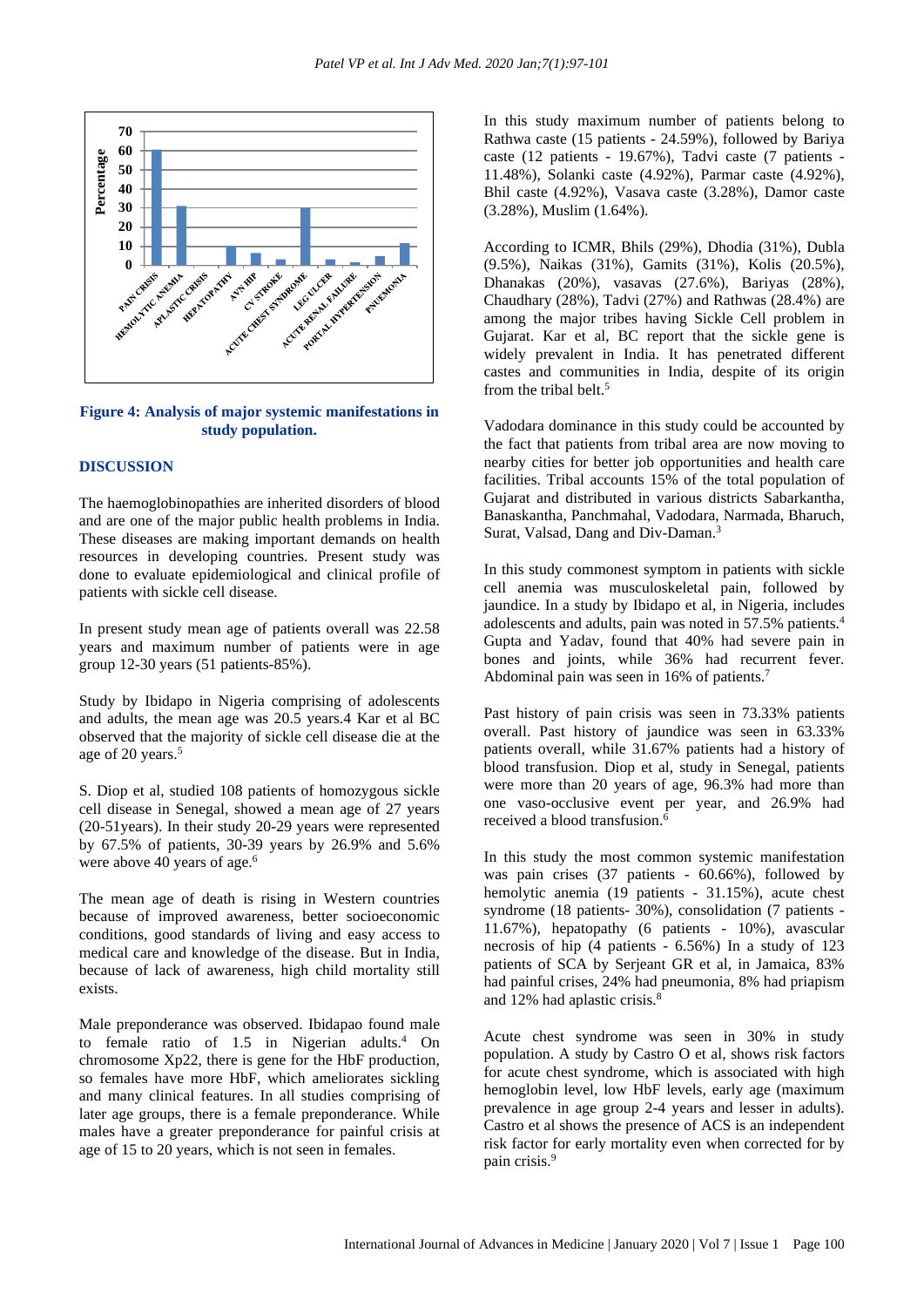**Figure 4: Analysis of major systemic manifestations in study population.**

## DISCUSSION

The haemoglobinopathies are inherited disorders of blood and are one of the major public health problems in India. These diseases are making important demands on health resources in developing countries. Present study was done to evaluate epidemiological and clinical profile of patients with sickle cell disease.

In present study mean age of patients overall was 22.58 years and maximum number of patients were in age group 12-30 years (51 patients-85%).

Study by Ibidapo in Nigeria comprising of adolescents and adults, the mean age was 20.5 years.4 Kar et al BC observed that the majority of sickle cell disease die at the age of 20 years.[5]

S. Diop et al, studied 108 patients of homozygous sickle cell disease in Senegal, showed a mean age of 27 years (20-51years). In their study 20-29 years were represented by 67.5% of patients, 30-39 years by 26.9% and 5.6% were above 40 years of age.[6]

The mean age of death is rising in Western countries because of improved awareness, better socioeconomic conditions, good standards of living and easy access to medical care and knowledge of the disease. But in India, because of lack of awareness, high child mortality still exists.

Male preponderance was observed. Ibidapao found male to female ratio of 1.5 in Nigerian adults.[4] On chromosome Xp22, there is gene for the HbF production, so females have more HbF, which ameliorates sickling and many clinical features. In all studies comprising of later age groups, there is a female preponderance. While males have a greater preponderance for painful crisis at age of 15 to 20 years, which is not seen in females.

In this study maximum number of patients belong to Rathwa caste (15 patients - 24.59%), followed by Bariya caste (12 patients - 19.67%), Tadvi caste (7 patients - 11.48%), Solanki caste (4.92%), Parmar caste (4.92%), Bhil caste (4.92%), Vasava caste (3.28%), Damor caste (3.28%), Muslim (1.64%).

According to ICMR, Bhils (29%), Dhodia (31%), Dubla (9.5%), Naikas (31%), Gamits (31%), Kolis (20.5%), Dhanakas (20%), vasavas (27.6%), Bariyas (28%), Chaudhary (28%), Tadvi (27%) and Rathwas (28.4%) are among the major tribes having Sickle Cell problem in Gujarat. Kar et al, BC report that the sickle gene is widely prevalent in India. It has penetrated different castes and communities in India, despite of its origin from the tribal belt.[5]

Vadodara dominance in this study could be accounted by the fact that patients from tribal area are now moving to nearby cities for better job opportunities and health care facilities. Tribal accounts 15% of the total population of Gujarat and distributed in various districts Sabarkantha, Banaskantha, Panchmahal, Vadodara, Narmada, Bharuch, Surat, Valsad, Dang and Div-Daman.[3]

In this study commonest symptom in patients with sickle cell anemia was musculoskeletal pain, followed by jaundice. In a study by Ibidapo et al, in Nigeria, includes adolescents and adults, pain was noted in 57.5% patients.[4] Gupta and Yadav, found that 40% had severe pain in bones and joints, while 36% had recurrent fever. Abdominal pain was seen in 16% of patients.[7]

Past history of pain crisis was seen in 73.33% patients overall. Past history of jaundice was seen in 63.33% patients overall, while 31.67% patients had a history of blood transfusion. Diop et al, study in Senegal, patients were more than 20 years of age, 96.3% had more than one vaso-occlusive event per year, and 26.9% had received a blood transfusion.[6]

In this study the most common systemic manifestation was pain crises (37 patients - 60.66%), followed by hemolytic anemia (19 patients - 31.15%), acute chest syndrome (18 patients- 30%), consolidation (7 patients - 11.67%), hepatopathy (6 patients - 10%), avascular necrosis of hip (4 patients - 6.56%) In a study of 123 patients of SCA by Serjeant GR et al, in Jamaica, 83% had painful crises, 24% had pneumonia, 8% had priapism and 12% had aplastic crisis.[8]

Acute chest syndrome was seen in 30% in study population. A study by Castro O et al, shows risk factors for acute chest syndrome, which is associated with high hemoglobin level, low HbF levels, early age (maximum prevalence in age group 2-4 years and lesser in adults). Castro et al shows the presence of ACS is an independent risk factor for early mortality even when corrected for by pain crisis.[9]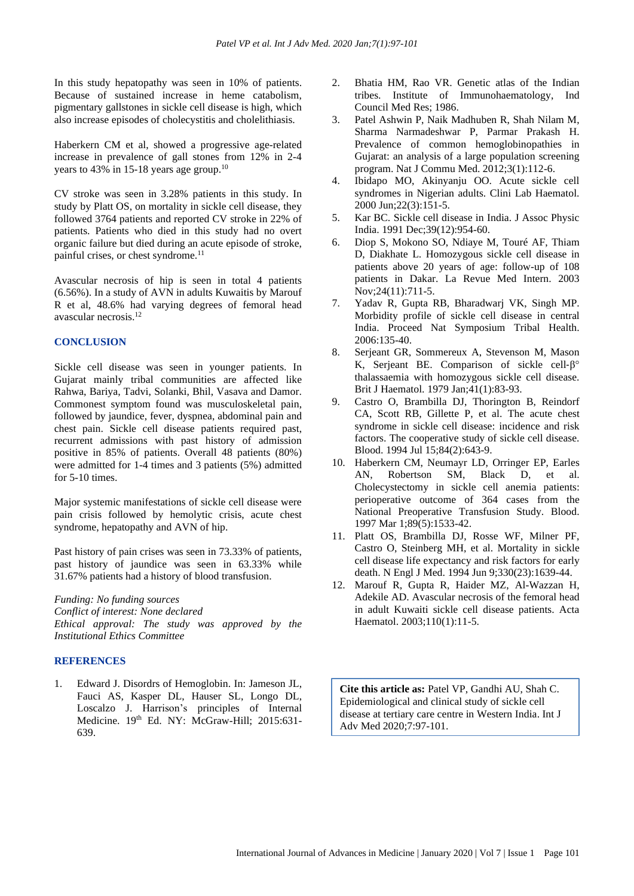In this study hepatopathy was seen in 10% of patients. Because of sustained increase in heme catabolism, pigmentary gallstones in sickle cell disease is high, which also increase episodes of cholecystitis and cholelithiasis.

Haberkern CM et al, showed a progressive age-related increase in prevalence of gall stones from 12% in 2-4 years to 43% in 15-18 years age group.[10]

CV stroke was seen in 3.28% patients in this study. In study by Platt OS, on mortality in sickle cell disease, they followed 3764 patients and reported CV stroke in 22% of patients. Patients who died in this study had no overt organic failure but died during an acute episode of stroke, painful crises, or chest syndrome.[11]

Avascular necrosis of hip is seen in total 4 patients (6.56%). In a study of AVN in adults Kuwaitis by Marouf R et al, 48.6% had varying degrees of femoral head avascular necrosis.[12]

## CONCLUSION

Sickle cell disease was seen in younger patients. In Gujarat mainly tribal communities are affected like Rahwa, Bariya, Tadvi, Solanki, Bhil, Vasava and Damor. Commonest symptom found was musculoskeletal pain, followed by jaundice, fever, dyspnea, abdominal pain and chest pain. Sickle cell disease patients required past, recurrent admissions with past history of admission positive in 85% of patients. Overall 48 patients (80%) were admitted for 1-4 times and 3 patients (5%) admitted for 5-10 times.

Major systemic manifestations of sickle cell disease were pain crisis followed by hemolytic crisis, acute chest syndrome, hepatopathy and AVN of hip.

Past history of pain crises was seen in 73.33% of patients, past history of jaundice was seen in 63.33% while 31.67% patients had a history of blood transfusion.

*Funding: No funding sources*
*Conflict of interest: None declared*
*Ethical approval: The study was approved by the Institutional Ethics Committee*

## REFERENCES

1. Edward J. Disordrs of Hemoglobin. In: Jameson JL, Fauci AS, Kasper DL, Hauser SL, Longo DL, Loscalzo J. Harrison's principles of Internal Medicine. 19th Ed. NY: McGraw-Hill; 2015:631-639.
2. Bhatia HM, Rao VR. Genetic atlas of the Indian tribes. Institute of Immunohaematology, Ind Council Med Res; 1986.
3. Patel Ashwin P, Naik Madhuben R, Shah Nilam M, Sharma Narmadeshwar P, Parmar Prakash H. Prevalence of common hemoglobinopathies in Gujarat: an analysis of a large population screening program. Nat J Commu Med. 2012;3(1):112-6.
4. Ibidapo MO, Akinyanju OO. Acute sickle cell syndromes in Nigerian adults. Clini Lab Haematol. 2000 Jun;22(3):151-5.
5. Kar BC. Sickle cell disease in India. J Assoc Physic India. 1991 Dec;39(12):954-60.
6. Diop S, Mokono SO, Ndiaye M, Touré AF, Thiam D, Diakhate L. Homozygous sickle cell disease in patients above 20 years of age: follow-up of 108 patients in Dakar. La Revue Med Intern. 2003 Nov;24(11):711-5.
7. Yadav R, Gupta RB, Bharadwarj VK, Singh MP. Morbidity profile of sickle cell disease in central India. Proceed Nat Symposium Tribal Health. 2006:135-40.
8. Serjeant GR, Sommereux A, Stevenson M, Mason K, Serjeant BE. Comparison of sickle cell-β° thalassaemia with homozygous sickle cell disease. Brit J Haematol. 1979 Jan;41(1):83-93.
9. Castro O, Brambilla DJ, Thorington B, Reindorf CA, Scott RB, Gillette P, et al. The acute chest syndrome in sickle cell disease: incidence and risk factors. The cooperative study of sickle cell disease. Blood. 1994 Jul 15;84(2):643-9.
10. Haberkern CM, Neumayr LD, Orringer EP, Earles AN, Robertson SM, Black D, et al. Cholecystectomy in sickle cell anemia patients: perioperative outcome of 364 cases from the National Preoperative Transfusion Study. Blood. 1997 Mar 1;89(5):1533-42.
11. Platt OS, Brambilla DJ, Rosse WF, Milner PF, Castro O, Steinberg MH, et al. Mortality in sickle cell disease life expectancy and risk factors for early death. N Engl J Med. 1994 Jun 9;330(23):1639-44.
12. Marouf R, Gupta R, Haider MZ, Al-Wazzan H, Adekile AD. Avascular necrosis of the femoral head in adult Kuwaiti sickle cell disease patients. Acta Haematol. 2003;110(1):11-5.

**Cite this article as:** Patel VP, Gandhi AU, Shah C. Epidemiological and clinical study of sickle cell disease at tertiary care centre in Western India. Int J Adv Med 2020;7:97-101.